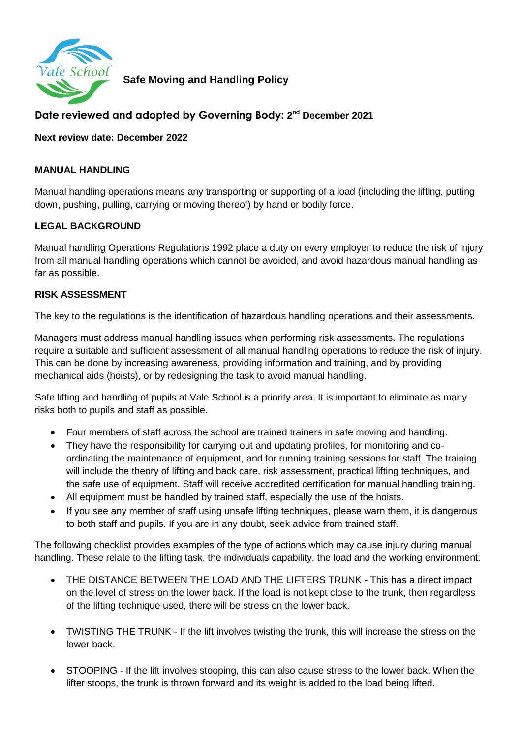# Safe Moving and Handling Policy

**Date reviewed and adopted by Governing Body: 2nd December 2021**

**Next review date: December 2022**

## MANUAL HANDLING

Manual handling operations means any transporting or supporting of a load (including the lifting, putting down, pushing, pulling, carrying or moving thereof) by hand or bodily force.

## LEGAL BACKGROUND

Manual handling Operations Regulations 1992 place a duty on every employer to reduce the risk of injury from all manual handling operations which cannot be avoided, and avoid hazardous manual handling as far as possible.

## RISK ASSESSMENT

The key to the regulations is the identification of hazardous handling operations and their assessments.

Managers must address manual handling issues when performing risk assessments. The regulations require a suitable and sufficient assessment of all manual handling operations to reduce the risk of injury. This can be done by increasing awareness, providing information and training, and by providing mechanical aids (hoists), or by redesigning the task to avoid manual handling.

Safe lifting and handling of pupils at Vale School is a priority area. It is important to eliminate as many risks both to pupils and staff as possible.

- Four members of staff across the school are trained trainers in safe moving and handling.
- They have the responsibility for carrying out and updating profiles, for monitoring and co-ordinating the maintenance of equipment, and for running training sessions for staff. The training will include the theory of lifting and back care, risk assessment, practical lifting techniques, and the safe use of equipment. Staff will receive accredited certification for manual handling training.
- All equipment must be handled by trained staff, especially the use of the hoists.
- If you see any member of staff using unsafe lifting techniques, please warn them, it is dangerous to both staff and pupils. If you are in any doubt, seek advice from trained staff.

The following checklist provides examples of the type of actions which may cause injury during manual handling. These relate to the lifting task, the individuals capability, the load and the working environment.

- THE DISTANCE BETWEEN THE LOAD AND THE LIFTERS TRUNK - This has a direct impact on the level of stress on the lower back. If the load is not kept close to the trunk, then regardless of the lifting technique used, there will be stress on the lower back.
- TWISTING THE TRUNK - If the lift involves twisting the trunk, this will increase the stress on the lower back.
- STOOPING - If the lift involves stooping, this can also cause stress to the lower back. When the lifter stoops, the trunk is thrown forward and its weight is added to the load being lifted.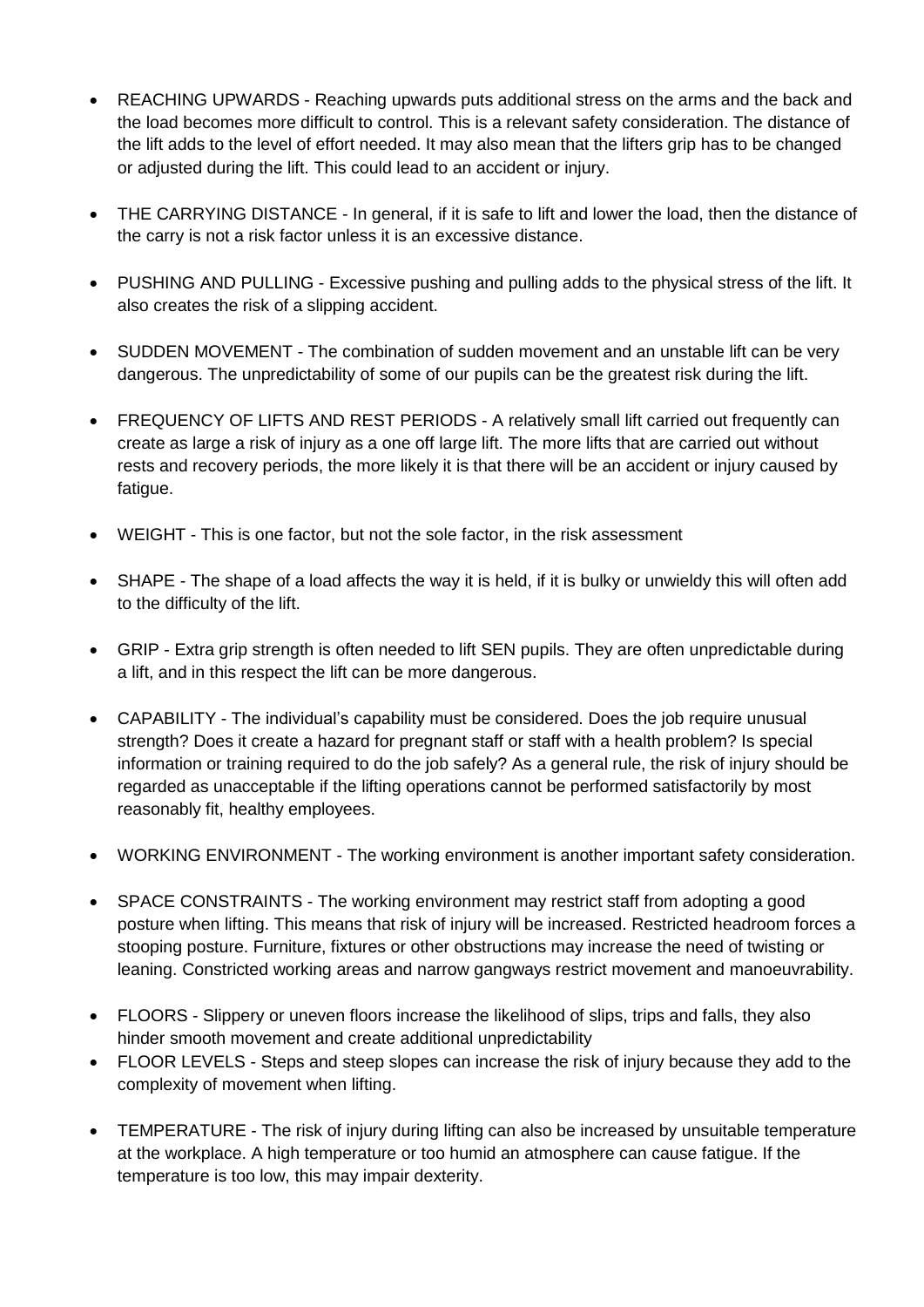- REACHING UPWARDS - Reaching upwards puts additional stress on the arms and the back and the load becomes more difficult to control. This is a relevant safety consideration. The distance of the lift adds to the level of effort needed. It may also mean that the lifters grip has to be changed or adjusted during the lift. This could lead to an accident or injury.

- THE CARRYING DISTANCE - In general, if it is safe to lift and lower the load, then the distance of the carry is not a risk factor unless it is an excessive distance.

- PUSHING AND PULLING - Excessive pushing and pulling adds to the physical stress of the lift. It also creates the risk of a slipping accident.

- SUDDEN MOVEMENT - The combination of sudden movement and an unstable lift can be very dangerous. The unpredictability of some of our pupils can be the greatest risk during the lift.

- FREQUENCY OF LIFTS AND REST PERIODS - A relatively small lift carried out frequently can create as large a risk of injury as a one off large lift. The more lifts that are carried out without rests and recovery periods, the more likely it is that there will be an accident or injury caused by fatigue.

- WEIGHT - This is one factor, but not the sole factor, in the risk assessment

- SHAPE - The shape of a load affects the way it is held, if it is bulky or unwieldy this will often add to the difficulty of the lift.

- GRIP - Extra grip strength is often needed to lift SEN pupils. They are often unpredictable during a lift, and in this respect the lift can be more dangerous.

- CAPABILITY - The individual's capability must be considered. Does the job require unusual strength? Does it create a hazard for pregnant staff or staff with a health problem? Is special information or training required to do the job safely? As a general rule, the risk of injury should be regarded as unacceptable if the lifting operations cannot be performed satisfactorily by most reasonably fit, healthy employees.

- WORKING ENVIRONMENT - The working environment is another important safety consideration.

- SPACE CONSTRAINTS - The working environment may restrict staff from adopting a good posture when lifting. This means that risk of injury will be increased. Restricted headroom forces a stooping posture. Furniture, fixtures or other obstructions may increase the need of twisting or leaning. Constricted working areas and narrow gangways restrict movement and manoeuvrability.

- FLOORS - Slippery or uneven floors increase the likelihood of slips, trips and falls, they also hinder smooth movement and create additional unpredictability
- FLOOR LEVELS - Steps and steep slopes can increase the risk of injury because they add to the complexity of movement when lifting.

- TEMPERATURE - The risk of injury during lifting can also be increased by unsuitable temperature at the workplace. A high temperature or too humid an atmosphere can cause fatigue. If the temperature is too low, this may impair dexterity.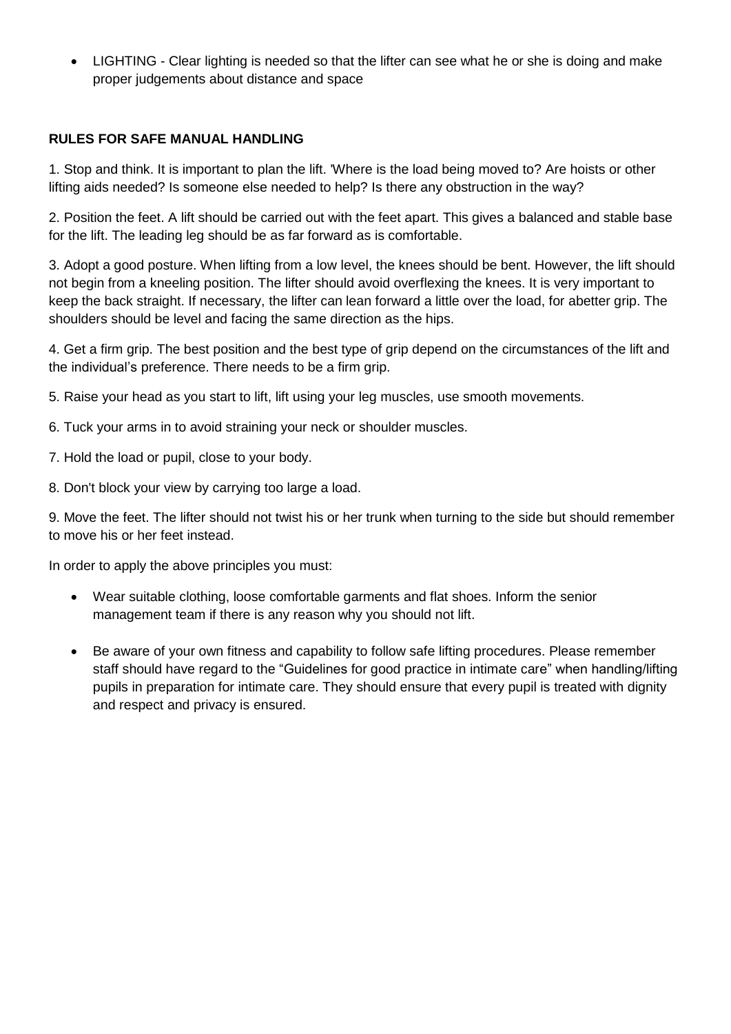- LIGHTING - Clear lighting is needed so that the lifter can see what he or she is doing and make proper judgements about distance and space

**RULES FOR SAFE MANUAL HANDLING**

1. Stop and think. It is important to plan the lift. 'Where is the load being moved to? Are hoists or other lifting aids needed? Is someone else needed to help? Is there any obstruction in the way?

2. Position the feet. A lift should be carried out with the feet apart. This gives a balanced and stable base for the lift. The leading leg should be as far forward as is comfortable.

3. Adopt a good posture. When lifting from a low level, the knees should be bent. However, the lift should not begin from a kneeling position. The lifter should avoid overflexing the knees. It is very important to keep the back straight. If necessary, the lifter can lean forward a little over the load, for abetter grip. The shoulders should be level and facing the same direction as the hips.

4. Get a firm grip. The best position and the best type of grip depend on the circumstances of the lift and the individual's preference. There needs to be a firm grip.

5. Raise your head as you start to lift, lift using your leg muscles, use smooth movements.

6. Tuck your arms in to avoid straining your neck or shoulder muscles.

7. Hold the load or pupil, close to your body.

8. Don't block your view by carrying too large a load.

9. Move the feet. The lifter should not twist his or her trunk when turning to the side but should remember to move his or her feet instead.

In order to apply the above principles you must:

- Wear suitable clothing, loose comfortable garments and flat shoes. Inform the senior management team if there is any reason why you should not lift.

- Be aware of your own fitness and capability to follow safe lifting procedures. Please remember staff should have regard to the "Guidelines for good practice in intimate care" when handling/lifting pupils in preparation for intimate care. They should ensure that every pupil is treated with dignity and respect and privacy is ensured.